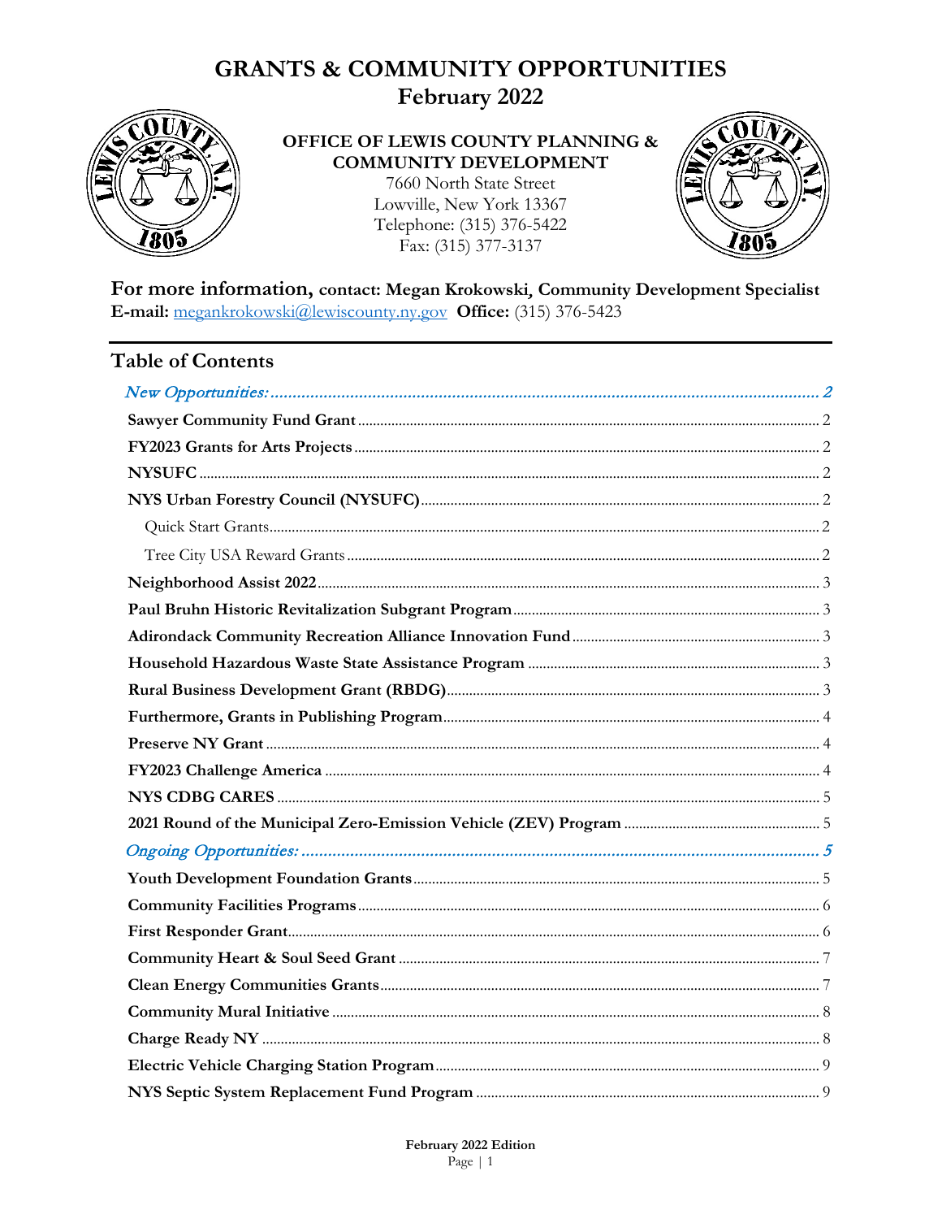# GRANTS & COMMUNITY OPPORTUNITIES
# February 2022

**OFFICE OF LEWIS COUNTY PLANNING & COMMUNITY DEVELOPMENT**
7660 North State Street
Lowville, New York 13367
Telephone: (315) 376-5422
Fax: (315) 377-3137

**For more information, contact: Megan Krokowski, Community Development Specialist**
**E-mail:** meganktokowski@lewiscounty.ny.gov **Office:** (315) 376-5423

## Table of Contents

*New Opportunities:* ........ 2

- **Sawyer Community Fund Grant** ........ 2
- **FY2023 Grants for Arts Projects** ........ 2
- **NYSUFC** ........ 2
- **NYS Urban Forestry Council (NYSUFC)** ........ 2
  - Quick Start Grants ........ 2
  - Tree City USA Reward Grants ........ 2
- **Neighborhood Assist 2022** ........ 3
- **Paul Bruhn Historic Revitalization Subgrant Program** ........ 3
- **Adirondack Community Recreation Alliance Innovation Fund** ........ 3
- **Household Hazardous Waste State Assistance Program** ........ 3
- **Rural Business Development Grant (RBDG)** ........ 3
- **Furthermore, Grants in Publishing Program** ........ 4
- **Preserve NY Grant** ........ 4
- **FY2023 Challenge America** ........ 4
- **NYS CDBG CARES** ........ 5
- **2021 Round of the Municipal Zero-Emission Vehicle (ZEV) Program** ........ 5

*Ongoing Opportunities:* ........ 5

- **Youth Development Foundation Grants** ........ 5
- **Community Facilities Programs** ........ 6
- **First Responder Grant** ........ 6
- **Community Heart & Soul Seed Grant** ........ 7
- **Clean Energy Communities Grants** ........ 7
- **Community Mural Initiative** ........ 8
- **Charge Ready NY** ........ 8
- **Electric Vehicle Charging Station Program** ........ 9
- **NYS Septic System Replacement Fund Program** ........ 9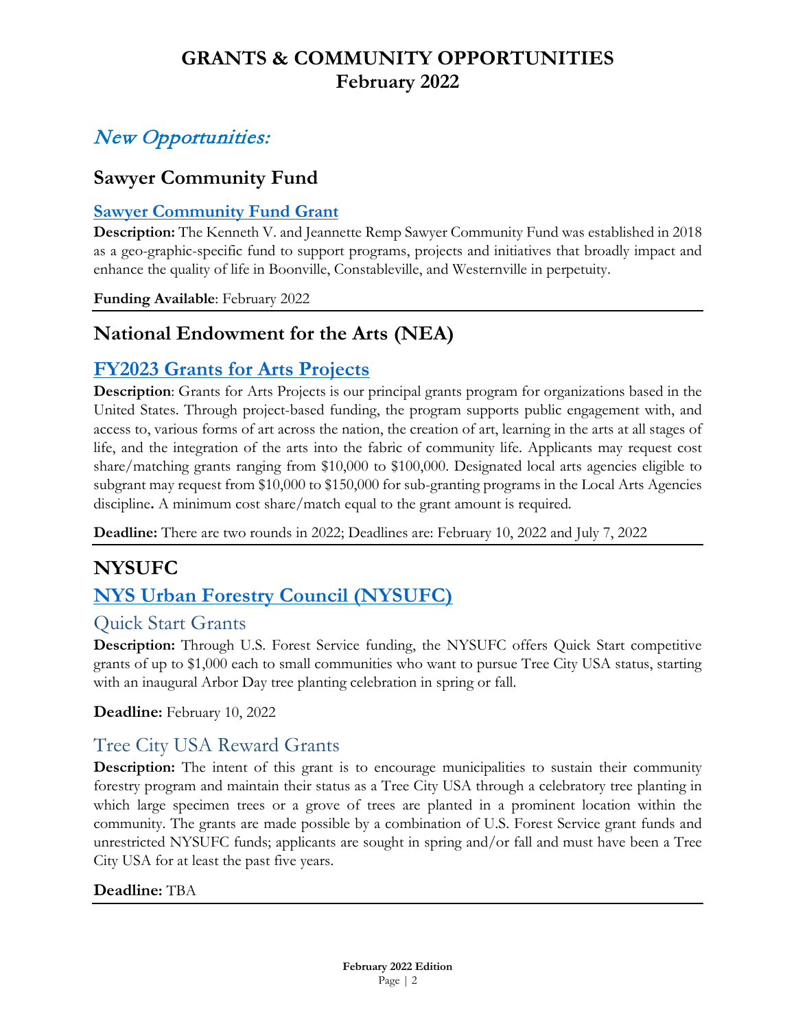# GRANTS & COMMUNITY OPPORTUNITIES
# February 2022

## *New Opportunities:*

## Sawyer Community Fund

### Sawyer Community Fund Grant

**Description:** The Kenneth V. and Jeannette Remp Sawyer Community Fund was established in 2018 as a geo-graphic-specific fund to support programs, projects and initiatives that broadly impact and enhance the quality of life in Boonville, Constableville, and Westernville in perpetuity.

**Funding Available**: February 2022

---

## National Endowment for the Arts (NEA)

### FY2023 Grants for Arts Projects

**Description**: Grants for Arts Projects is our principal grants program for organizations based in the United States. Through project-based funding, the program supports public engagement with, and access to, various forms of art across the nation, the creation of art, learning in the arts at all stages of life, and the integration of the arts into the fabric of community life. Applicants may request cost share/matching grants ranging from $10,000 to $100,000. Designated local arts agencies eligible to subgrant may request from $10,000 to $150,000 for sub-granting programs in the Local Arts Agencies discipline**.** A minimum cost share/match equal to the grant amount is required.

**Deadline:** There are two rounds in 2022; Deadlines are: February 10, 2022 and July 7, 2022

---

## NYSUFC

### NYS Urban Forestry Council (NYSUFC)

#### Quick Start Grants

**Description:** Through U.S. Forest Service funding, the NYSUFC offers Quick Start competitive grants of up to $1,000 each to small communities who want to pursue Tree City USA status, starting with an inaugural Arbor Day tree planting celebration in spring or fall.

**Deadline:** February 10, 2022

#### Tree City USA Reward Grants

**Description:** The intent of this grant is to encourage municipalities to sustain their community forestry program and maintain their status as a Tree City USA through a celebratory tree planting in which large specimen trees or a grove of trees are planted in a prominent location within the community. The grants are made possible by a combination of U.S. Forest Service grant funds and unrestricted NYSUFC funds; applicants are sought in spring and/or fall and must have been a Tree City USA for at least the past five years.

**Deadline:** TBA

---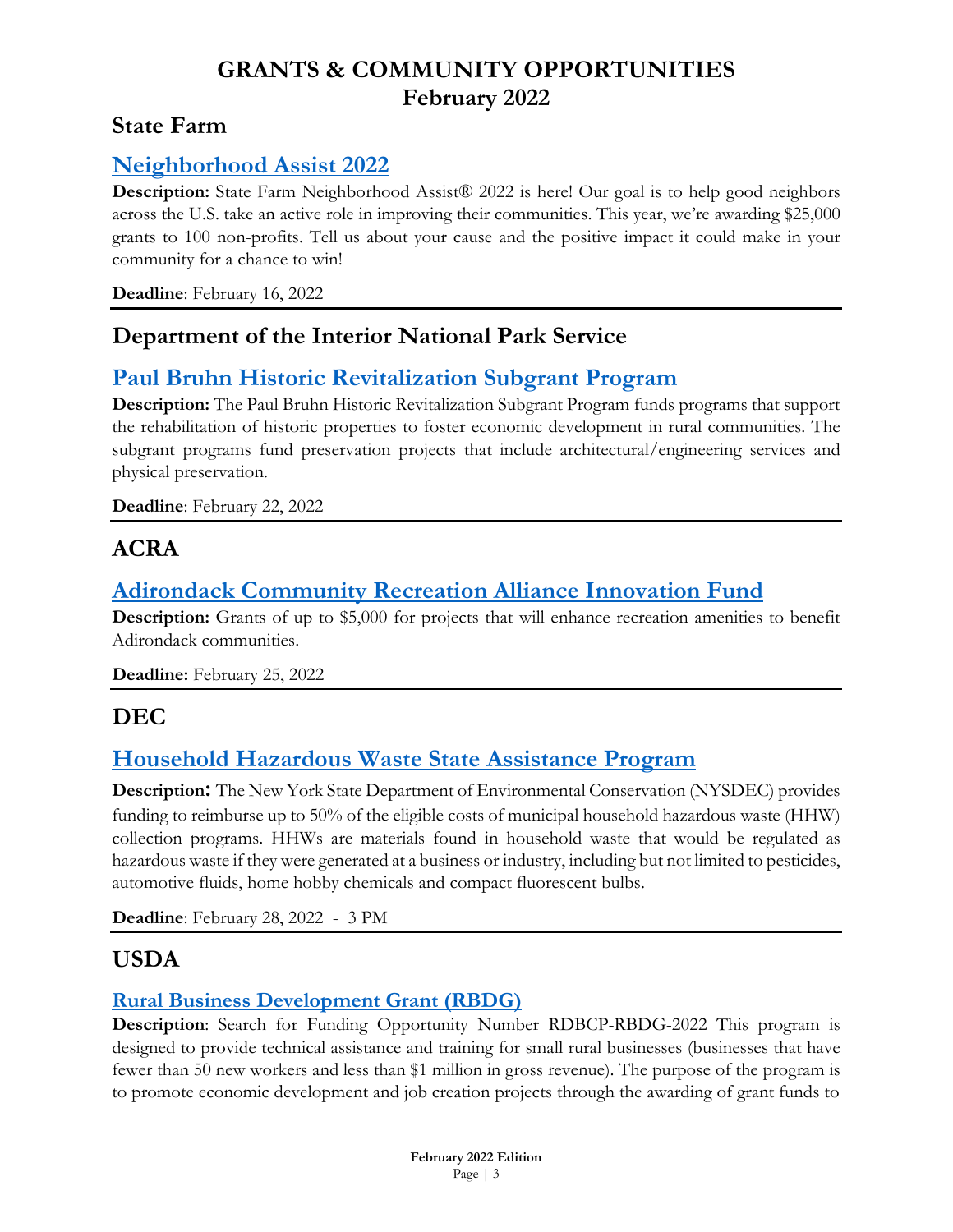# GRANTS & COMMUNITY OPPORTUNITIES
# February 2022

## State Farm

### Neighborhood Assist 2022

**Description:** State Farm Neighborhood Assist® 2022 is here! Our goal is to help good neighbors across the U.S. take an active role in improving their communities. This year, we're awarding $25,000 grants to 100 non-profits. Tell us about your cause and the positive impact it could make in your community for a chance to win!

**Deadline**: February 16, 2022

---

## Department of the Interior National Park Service

### Paul Bruhn Historic Revitalization Subgrant Program

**Description:** The Paul Bruhn Historic Revitalization Subgrant Program funds programs that support the rehabilitation of historic properties to foster economic development in rural communities. The subgrant programs fund preservation projects that include architectural/engineering services and physical preservation.

**Deadline**: February 22, 2022

---

## ACRA

### Adirondack Community Recreation Alliance Innovation Fund

**Description:** Grants of up to $5,000 for projects that will enhance recreation amenities to benefit Adirondack communities.

**Deadline:** February 25, 2022

---

## DEC

### Household Hazardous Waste State Assistance Program

**Description:** The New York State Department of Environmental Conservation (NYSDEC) provides funding to reimburse up to 50% of the eligible costs of municipal household hazardous waste (HHW) collection programs. HHWs are materials found in household waste that would be regulated as hazardous waste if they were generated at a business or industry, including but not limited to pesticides, automotive fluids, home hobby chemicals and compact fluorescent bulbs.

**Deadline**: February 28, 2022 - 3 PM

---

## USDA

### Rural Business Development Grant (RBDG)

**Description**: Search for Funding Opportunity Number RDBCP-RBDG-2022 This program is designed to provide technical assistance and training for small rural businesses (businesses that have fewer than 50 new workers and less than $1 million in gross revenue). The purpose of the program is to promote economic development and job creation projects through the awarding of grant funds to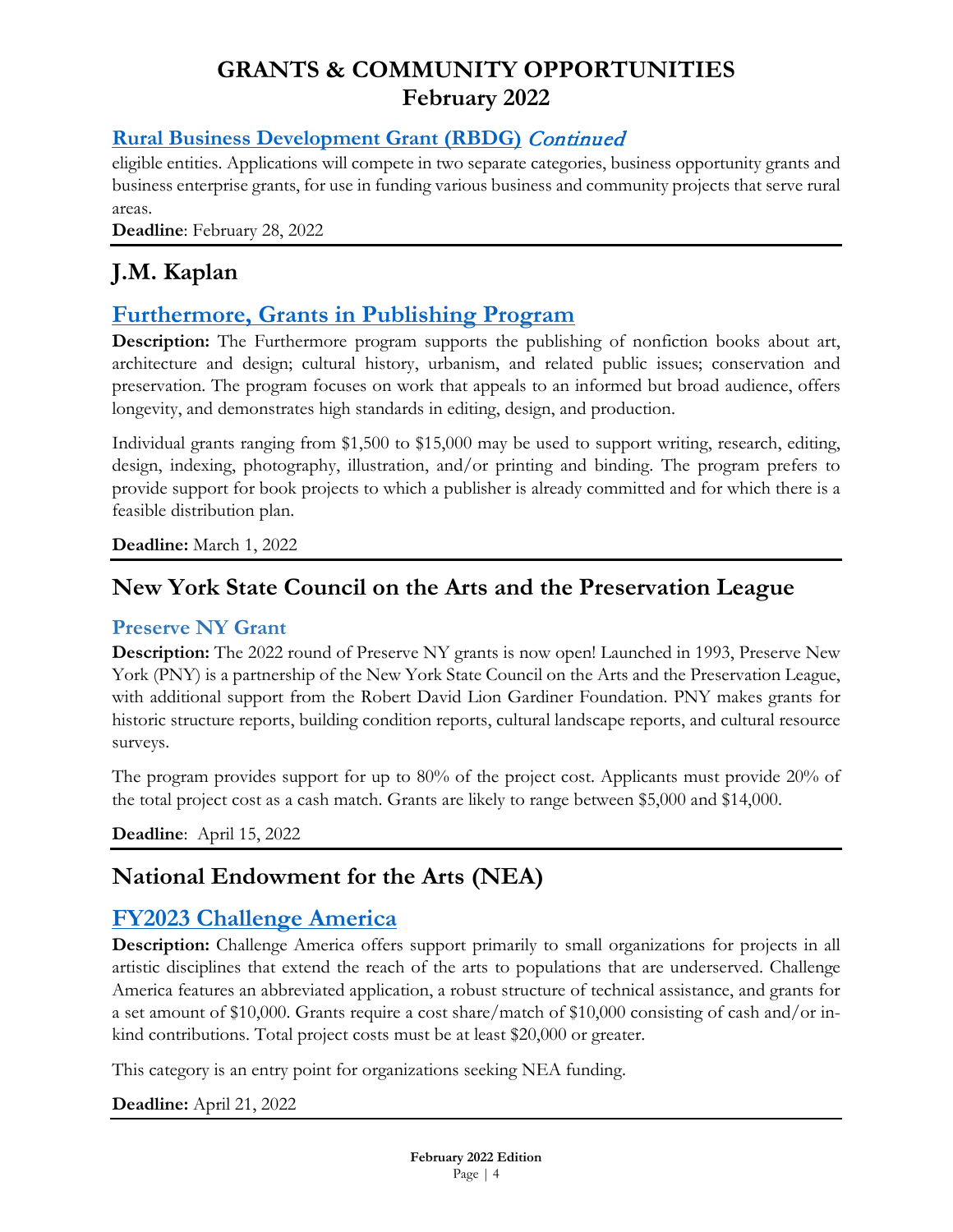# GRANTS & COMMUNITY OPPORTUNITIES
# February 2022

### Rural Business Development Grant (RBDG) *Continued*

eligible entities. Applications will compete in two separate categories, business opportunity grants and business enterprise grants, for use in funding various business and community projects that serve rural areas.

**Deadline**: February 28, 2022

---

## J.M. Kaplan

## Furthermore, Grants in Publishing Program

**Description:** The Furthermore program supports the publishing of nonfiction books about art, architecture and design; cultural history, urbanism, and related public issues; conservation and preservation. The program focuses on work that appeals to an informed but broad audience, offers longevity, and demonstrates high standards in editing, design, and production.

Individual grants ranging from $1,500 to $15,000 may be used to support writing, research, editing, design, indexing, photography, illustration, and/or printing and binding. The program prefers to provide support for book projects to which a publisher is already committed and for which there is a feasible distribution plan.

**Deadline:** March 1, 2022

---

## New York State Council on the Arts and the Preservation League

### Preserve NY Grant

**Description:** The 2022 round of Preserve NY grants is now open! Launched in 1993, Preserve New York (PNY) is a partnership of the New York State Council on the Arts and the Preservation League, with additional support from the Robert David Lion Gardiner Foundation. PNY makes grants for historic structure reports, building condition reports, cultural landscape reports, and cultural resource surveys.

The program provides support for up to 80% of the project cost. Applicants must provide 20% of the total project cost as a cash match. Grants are likely to range between $5,000 and $14,000.

**Deadline**: April 15, 2022

---

## National Endowment for the Arts (NEA)

## FY2023 Challenge America

**Description:** Challenge America offers support primarily to small organizations for projects in all artistic disciplines that extend the reach of the arts to populations that are underserved. Challenge America features an abbreviated application, a robust structure of technical assistance, and grants for a set amount of $10,000. Grants require a cost share/match of $10,000 consisting of cash and/or in-kind contributions. Total project costs must be at least $20,000 or greater.

This category is an entry point for organizations seeking NEA funding.

**Deadline:** April 21, 2022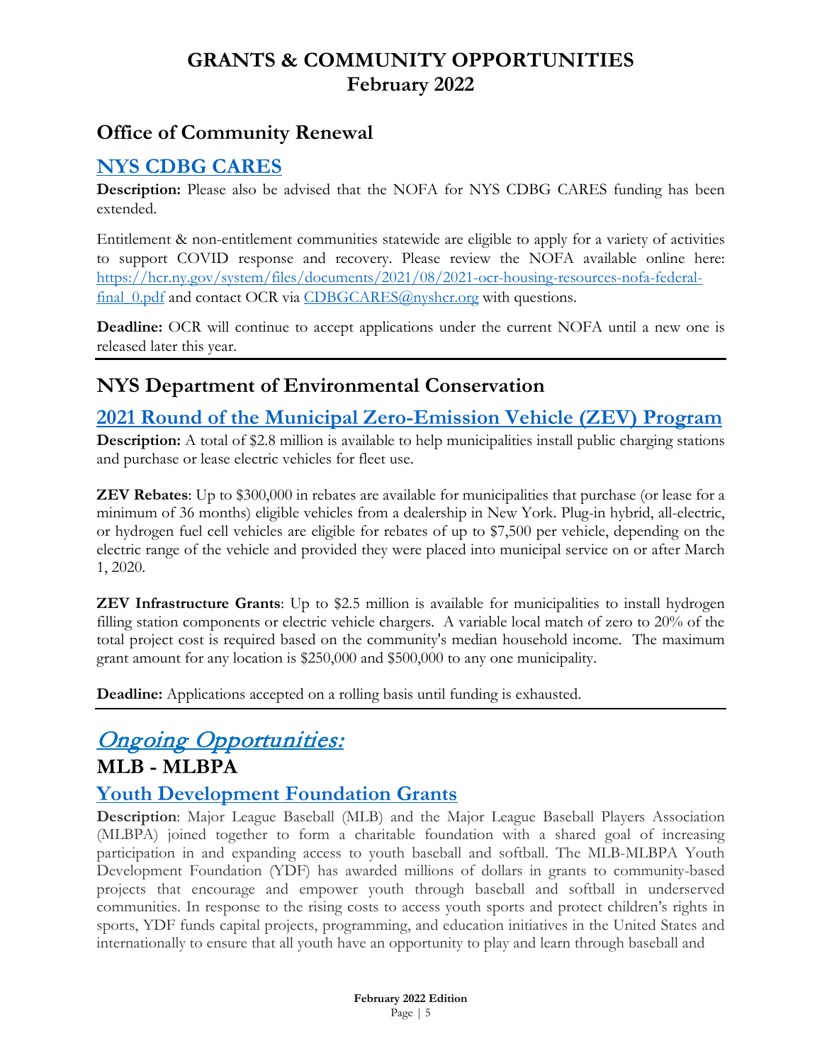# GRANTS & COMMUNITY OPPORTUNITIES
# February 2022

## Office of Community Renewal

### NYS CDBG CARES

**Description:** Please also be advised that the NOFA for NYS CDBG CARES funding has been extended.

Entitlement & non-entitlement communities statewide are eligible to apply for a variety of activities to support COVID response and recovery. Please review the NOFA available online here: https://hcr.ny.gov/system/files/documents/2021/08/2021-ocr-housing-resources-nofa-federal-final_0.pdf and contact OCR via CDBGCARES@nyshcr.org with questions.

**Deadline:** OCR will continue to accept applications under the current NOFA until a new one is released later this year.

---

## NYS Department of Environmental Conservation

### 2021 Round of the Municipal Zero-Emission Vehicle (ZEV) Program

**Description:** A total of $2.8 million is available to help municipalities install public charging stations and purchase or lease electric vehicles for fleet use.

**ZEV Rebates**: Up to $300,000 in rebates are available for municipalities that purchase (or lease for a minimum of 36 months) eligible vehicles from a dealership in New York. Plug-in hybrid, all-electric, or hydrogen fuel cell vehicles are eligible for rebates of up to $7,500 per vehicle, depending on the electric range of the vehicle and provided they were placed into municipal service on or after March 1, 2020.

**ZEV Infrastructure Grants**: Up to $2.5 million is available for municipalities to install hydrogen filling station components or electric vehicle chargers. A variable local match of zero to 20% of the total project cost is required based on the community's median household income. The maximum grant amount for any location is $250,000 and $500,000 to any one municipality.

**Deadline:** Applications accepted on a rolling basis until funding is exhausted.

---

## *Ongoing Opportunities:*

## MLB - MLBPA

### Youth Development Foundation Grants

**Description**: Major League Baseball (MLB) and the Major League Baseball Players Association (MLBPA) joined together to form a charitable foundation with a shared goal of increasing participation in and expanding access to youth baseball and softball. The MLB-MLBPA Youth Development Foundation (YDF) has awarded millions of dollars in grants to community-based projects that encourage and empower youth through baseball and softball in underserved communities. In response to the rising costs to access youth sports and protect children's rights in sports, YDF funds capital projects, programming, and education initiatives in the United States and internationally to ensure that all youth have an opportunity to play and learn through baseball and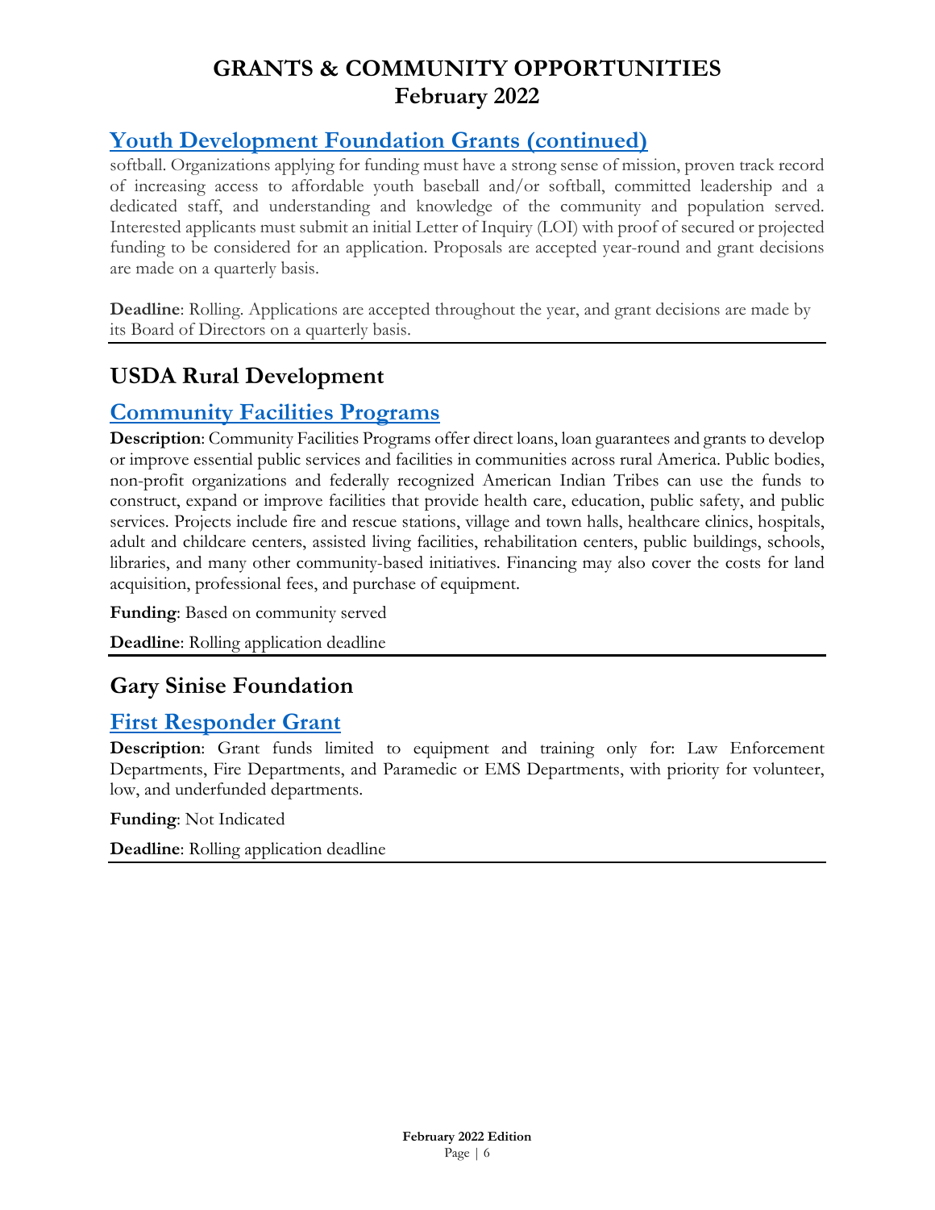# GRANTS & COMMUNITY OPPORTUNITIES
# February 2022

### Youth Development Foundation Grants (continued)

softball. Organizations applying for funding must have a strong sense of mission, proven track record of increasing access to affordable youth baseball and/or softball, committed leadership and a dedicated staff, and understanding and knowledge of the community and population served. Interested applicants must submit an initial Letter of Inquiry (LOI) with proof of secured or projected funding to be considered for an application. Proposals are accepted year-round and grant decisions are made on a quarterly basis.

**Deadline**: Rolling. Applications are accepted throughout the year, and grant decisions are made by its Board of Directors on a quarterly basis.

---

## USDA Rural Development

### Community Facilities Programs

**Description**: Community Facilities Programs offer direct loans, loan guarantees and grants to develop or improve essential public services and facilities in communities across rural America. Public bodies, non-profit organizations and federally recognized American Indian Tribes can use the funds to construct, expand or improve facilities that provide health care, education, public safety, and public services. Projects include fire and rescue stations, village and town halls, healthcare clinics, hospitals, adult and childcare centers, assisted living facilities, rehabilitation centers, public buildings, schools, libraries, and many other community-based initiatives. Financing may also cover the costs for land acquisition, professional fees, and purchase of equipment.

**Funding**: Based on community served

**Deadline**: Rolling application deadline

---

## Gary Sinise Foundation

### First Responder Grant

**Description**: Grant funds limited to equipment and training only for: Law Enforcement Departments, Fire Departments, and Paramedic or EMS Departments, with priority for volunteer, low, and underfunded departments.

**Funding**: Not Indicated

**Deadline**: Rolling application deadline

---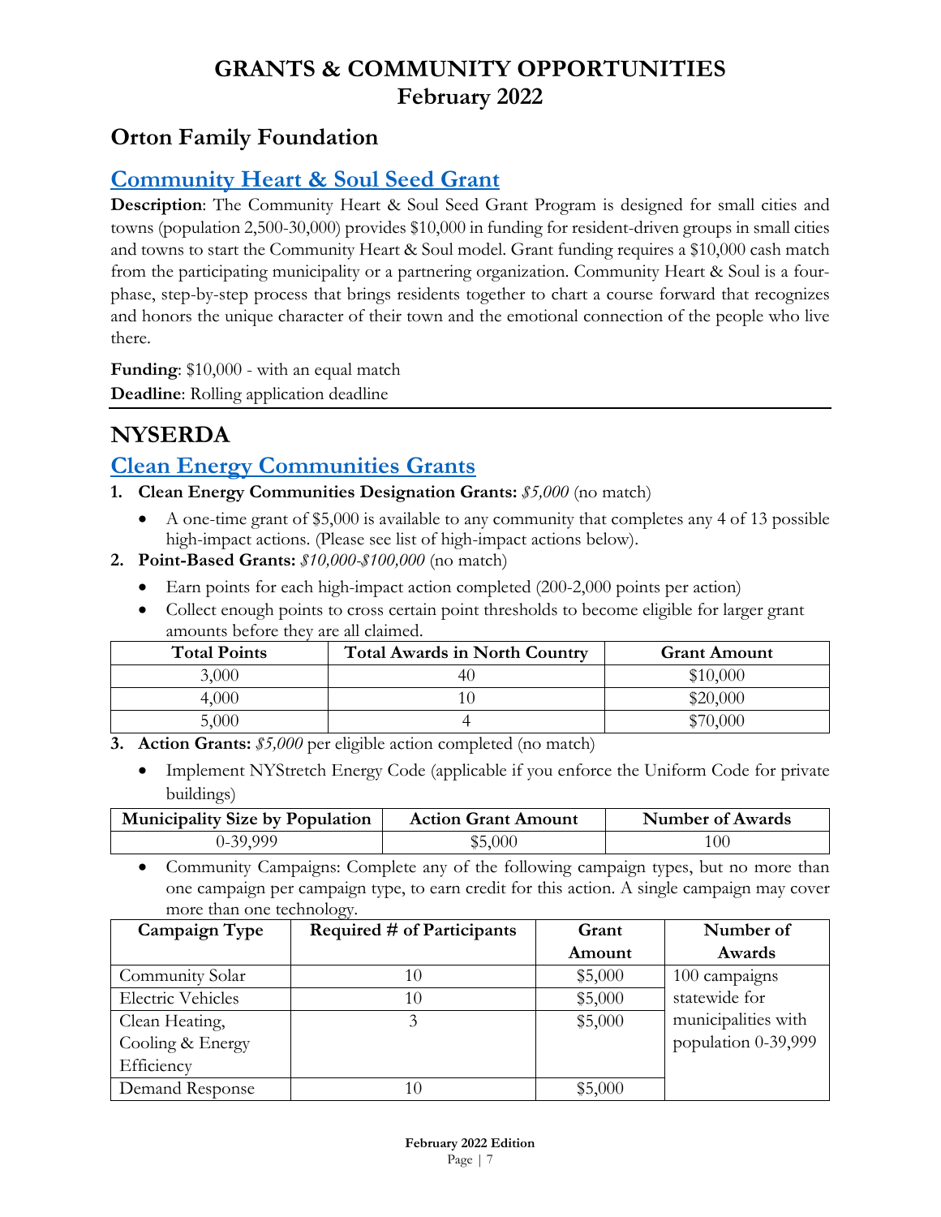# GRANTS & COMMUNITY OPPORTUNITIES
# February 2022

## Orton Family Foundation

### Community Heart & Soul Seed Grant

**Description**: The Community Heart & Soul Seed Grant Program is designed for small cities and towns (population 2,500-30,000) provides $10,000 in funding for resident-driven groups in small cities and towns to start the Community Heart & Soul model. Grant funding requires a $10,000 cash match from the participating municipality or a partnering organization. Community Heart & Soul is a four-phase, step-by-step process that brings residents together to chart a course forward that recognizes and honors the unique character of their town and the emotional connection of the people who live there.

**Funding**: $10,000 - with an equal match
**Deadline**: Rolling application deadline

---

## NYSERDA

### Clean Energy Communities Grants

1. **Clean Energy Communities Designation Grants:** *$5,000* (no match)
   - A one-time grant of $5,000 is available to any community that completes any 4 of 13 possible high-impact actions. (Please see list of high-impact actions below).
2. **Point-Based Grants:** *$10,000-$100,000* (no match)
   - Earn points for each high-impact action completed (200-2,000 points per action)
   - Collect enough points to cross certain point thresholds to become eligible for larger grant amounts before they are all claimed.

| Total Points | Total Awards in North Country | Grant Amount |
|---|---|---|
| 3,000 | 40 | $10,000 |
| 4,000 | 10 | $20,000 |
| 5,000 | 4 | $70,000 |

3. **Action Grants:** *$5,000* per eligible action completed (no match)
   - Implement NYStretch Energy Code (applicable if you enforce the Uniform Code for private buildings)

| Municipality Size by Population | Action Grant Amount | Number of Awards |
|---|---|---|
| 0-39,999 | $5,000 | 100 |

   - Community Campaigns: Complete any of the following campaign types, but no more than one campaign per campaign type, to earn credit for this action. A single campaign may cover more than one technology.

| Campaign Type | Required # of Participants | Grant Amount | Number of Awards |
|---|---|---|---|
| Community Solar | 10 | $5,000 | 100 campaigns statewide for municipalities with population 0-39,999 |
| Electric Vehicles | 10 | $5,000 | |
| Clean Heating, Cooling & Energy Efficiency | 3 | $5,000 | |
| Demand Response | 10 | $5,000 | |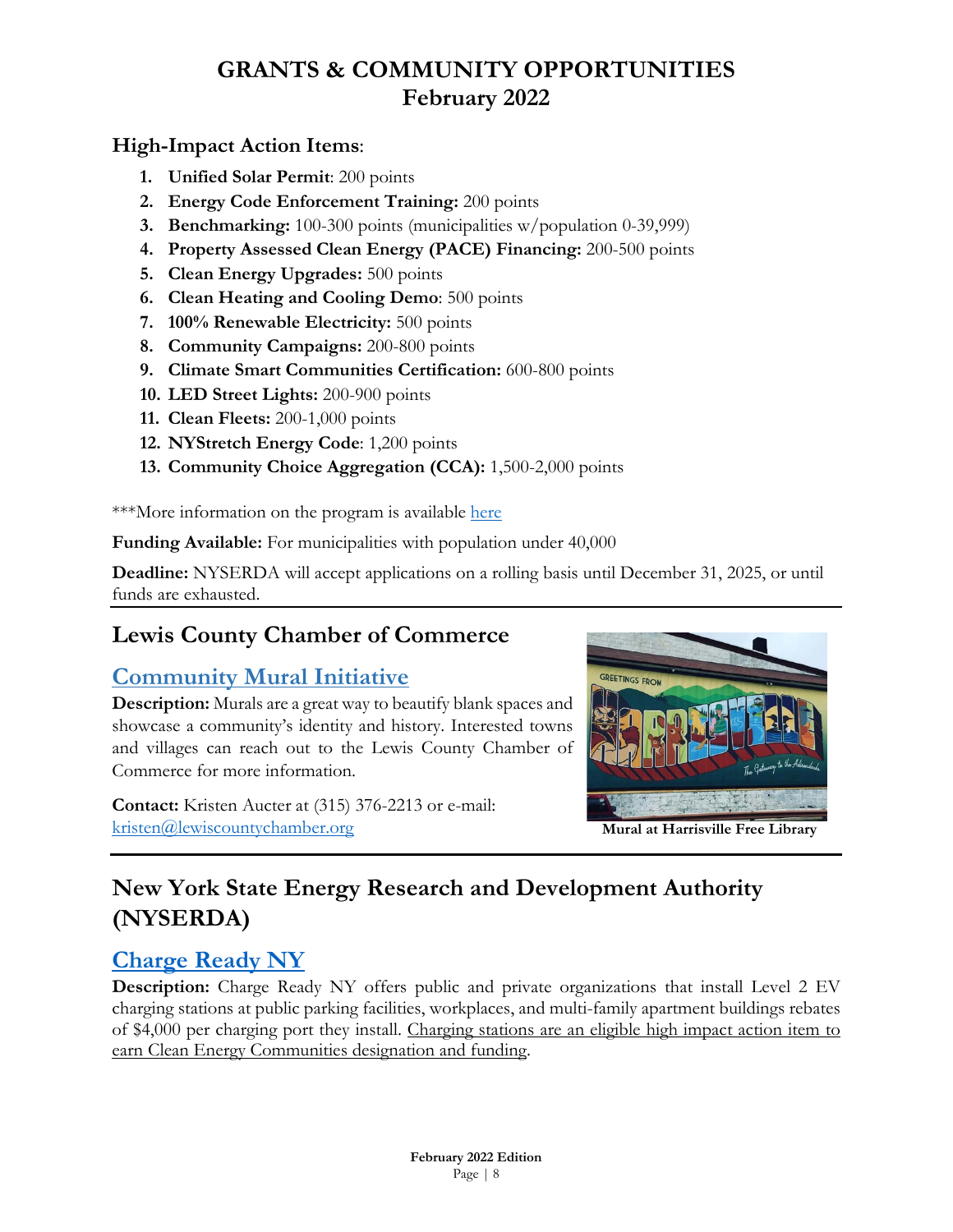# GRANTS & COMMUNITY OPPORTUNITIES
## February 2022

### High-Impact Action Items:

1. **Unified Solar Permit**: 200 points
2. **Energy Code Enforcement Training:** 200 points
3. **Benchmarking:** 100-300 points (municipalities w/population 0-39,999)
4. **Property Assessed Clean Energy (PACE) Financing:** 200-500 points
5. **Clean Energy Upgrades:** 500 points
6. **Clean Heating and Cooling Demo**: 500 points
7. **100% Renewable Electricity:** 500 points
8. **Community Campaigns:** 200-800 points
9. **Climate Smart Communities Certification:** 600-800 points
10. **LED Street Lights:** 200-900 points
11. **Clean Fleets:** 200-1,000 points
12. **NYStretch Energy Code**: 1,200 points
13. **Community Choice Aggregation (CCA):** 1,500-2,000 points

***More information on the program is available here

**Funding Available:** For municipalities with population under 40,000

**Deadline:** NYSERDA will accept applications on a rolling basis until December 31, 2025, or until funds are exhausted.

---

## Lewis County Chamber of Commerce

### Community Mural Initiative

**Description:** Murals are a great way to beautify blank spaces and showcase a community's identity and history. Interested towns and villages can reach out to the Lewis County Chamber of Commerce for more information.

**Contact:** Kristen Aucter at (315) 376-2213 or e-mail: kristen@lewiscountychamber.org

**Mural at Harrisville Free Library**

---

## New York State Energy Research and Development Authority (NYSERDA)

### Charge Ready NY

**Description:** Charge Ready NY offers public and private organizations that install Level 2 EV charging stations at public parking facilities, workplaces, and multi-family apartment buildings rebates of $4,000 per charging port they install. Charging stations are an eligible high impact action item to earn Clean Energy Communities designation and funding.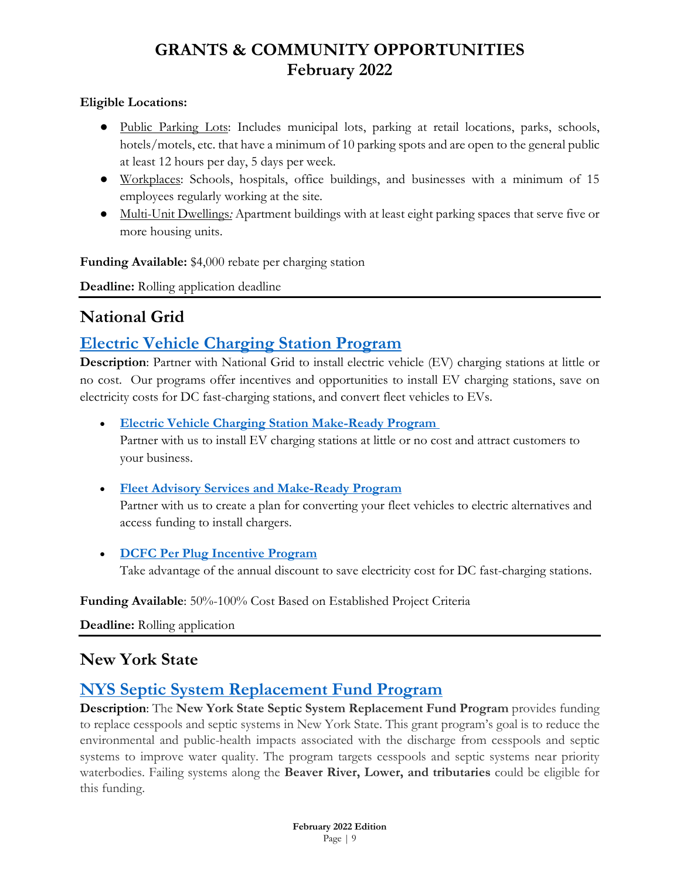**Eligible Locations:**

- Public Parking Lots: Includes municipal lots, parking at retail locations, parks, schools, hotels/motels, etc. that have a minimum of 10 parking spots and are open to the general public at least 12 hours per day, 5 days per week.
- Workplaces: Schools, hospitals, office buildings, and businesses with a minimum of 15 employees regularly working at the site.
- Multi-Unit Dwellings*:* Apartment buildings with at least eight parking spaces that serve five or more housing units.

**Funding Available:** $4,000 rebate per charging station

**Deadline:** Rolling application deadline

## National Grid

### Electric Vehicle Charging Station Program

**Description**: Partner with National Grid to install electric vehicle (EV) charging stations at little or no cost. Our programs offer incentives and opportunities to install EV charging stations, save on electricity costs for DC fast-charging stations, and convert fleet vehicles to EVs.

- **Electric Vehicle Charging Station Make-Ready Program**
  Partner with us to install EV charging stations at little or no cost and attract customers to your business.

- **Fleet Advisory Services and Make-Ready Program**
  Partner with us to create a plan for converting your fleet vehicles to electric alternatives and access funding to install chargers.

- **DCFC Per Plug Incentive Program**
  Take advantage of the annual discount to save electricity cost for DC fast-charging stations.

**Funding Available**: 50%-100% Cost Based on Established Project Criteria

**Deadline:** Rolling application

## New York State

### NYS Septic System Replacement Fund Program

**Description**: The **New York State Septic System Replacement Fund Program** provides funding to replace cesspools and septic systems in New York State. This grant program's goal is to reduce the environmental and public-health impacts associated with the discharge from cesspools and septic systems to improve water quality. The program targets cesspools and septic systems near priority waterbodies. Failing systems along the **Beaver River, Lower, and tributaries** could be eligible for this funding.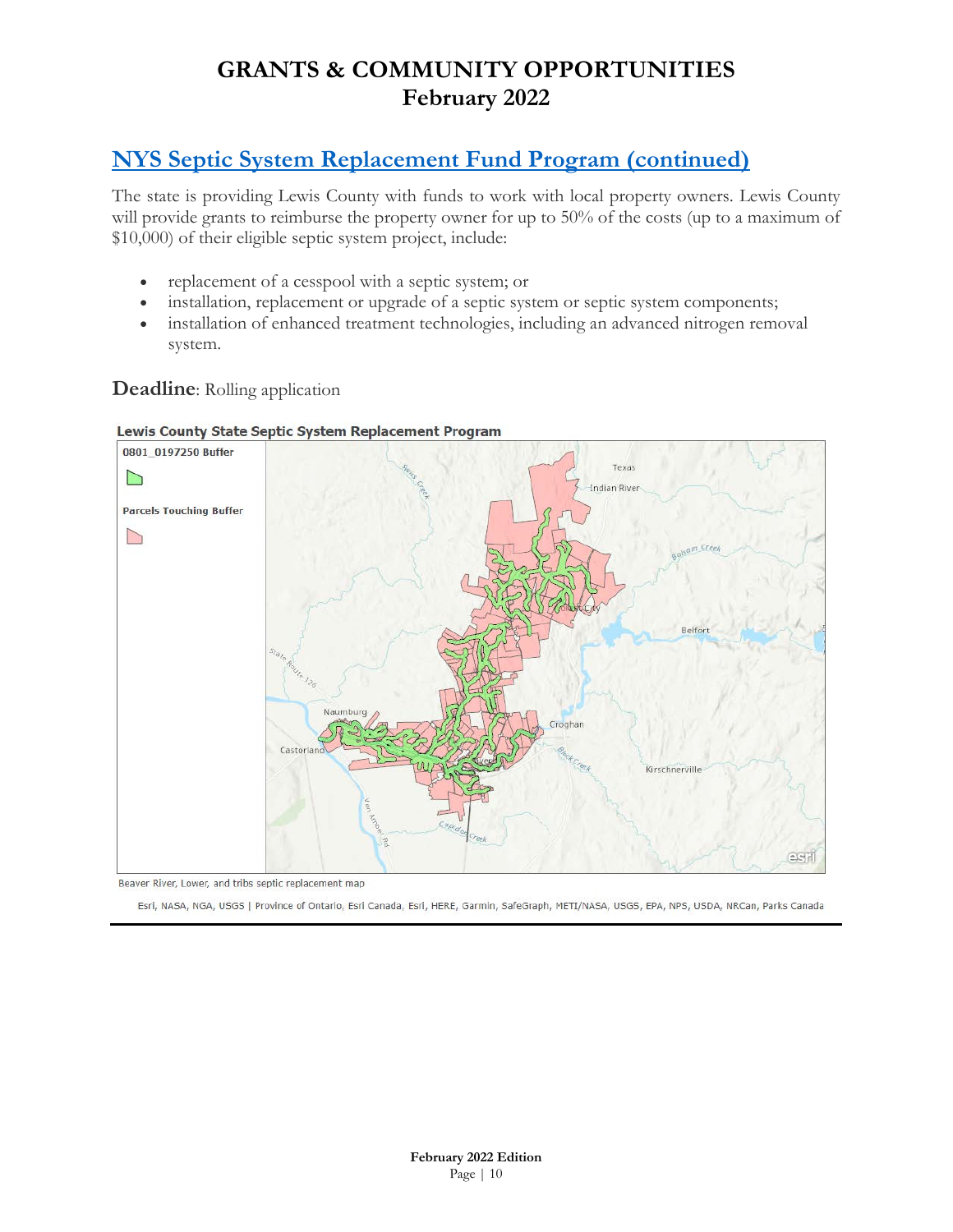# GRANTS & COMMUNITY OPPORTUNITIES
# February 2022

## NYS Septic System Replacement Fund Program (continued)

The state is providing Lewis County with funds to work with local property owners. Lewis County will provide grants to reimburse the property owner for up to 50% of the costs (up to a maximum of $10,000) of their eligible septic system project, include:

- replacement of a cesspool with a septic system; or
- installation, replacement or upgrade of a septic system or septic system components;
- installation of enhanced treatment technologies, including an advanced nitrogen removal system.

**Deadline**: Rolling application

**Lewis County State Septic System Replacement Program**

0801_0197250 Buffer

Parcels Touching Buffer

Texas
Indian River
Bolsam Creek
Belfort
State Route 126
Swiss Creek
Naumburg
Croghan
Castorland
Black Creek
Kirschnerville
Van Amber Rd
Spider Creek
esri

Beaver River, Lower, and tribs septic replacement map

Esri, NASA, NGA, USGS | Province of Ontario, Esri Canada, Esri, HERE, Garmin, SafeGraph, METI/NASA, USGS, EPA, NPS, USDA, NRCan, Parks Canada